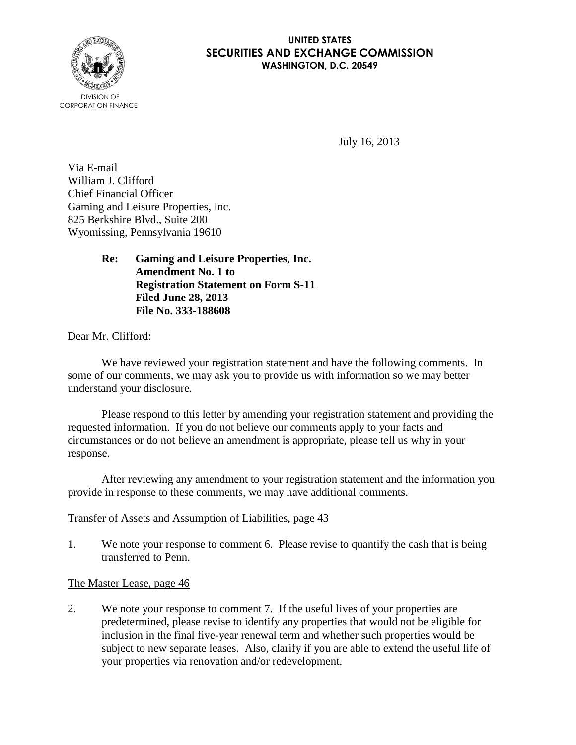UNITED STATES
**SECURITIES AND EXCHANGE COMMISSION**
WASHINGTON, D.C. 20549

DIVISION OF
CORPORATION FINANCE

July 16, 2013

Via E-mail
William J. Clifford
Chief Financial Officer
Gaming and Leisure Properties, Inc.
825 Berkshire Blvd., Suite 200
Wyomissing, Pennsylvania 19610

> **Re: Gaming and Leisure Properties, Inc.**
> **Amendment No. 1 to**
> **Registration Statement on Form S-11**
> **Filed June 28, 2013**
> **File No. 333-188608**

Dear Mr. Clifford:

We have reviewed your registration statement and have the following comments. In some of our comments, we may ask you to provide us with information so we may better understand your disclosure.

Please respond to this letter by amending your registration statement and providing the requested information. If you do not believe our comments apply to your facts and circumstances or do not believe an amendment is appropriate, please tell us why in your response.

After reviewing any amendment to your registration statement and the information you provide in response to these comments, we may have additional comments.

Transfer of Assets and Assumption of Liabilities, page 43

1. We note your response to comment 6. Please revise to quantify the cash that is being transferred to Penn.

The Master Lease, page 46

2. We note your response to comment 7. If the useful lives of your properties are predetermined, please revise to identify any properties that would not be eligible for inclusion in the final five-year renewal term and whether such properties would be subject to new separate leases. Also, clarify if you are able to extend the useful life of your properties via renovation and/or redevelopment.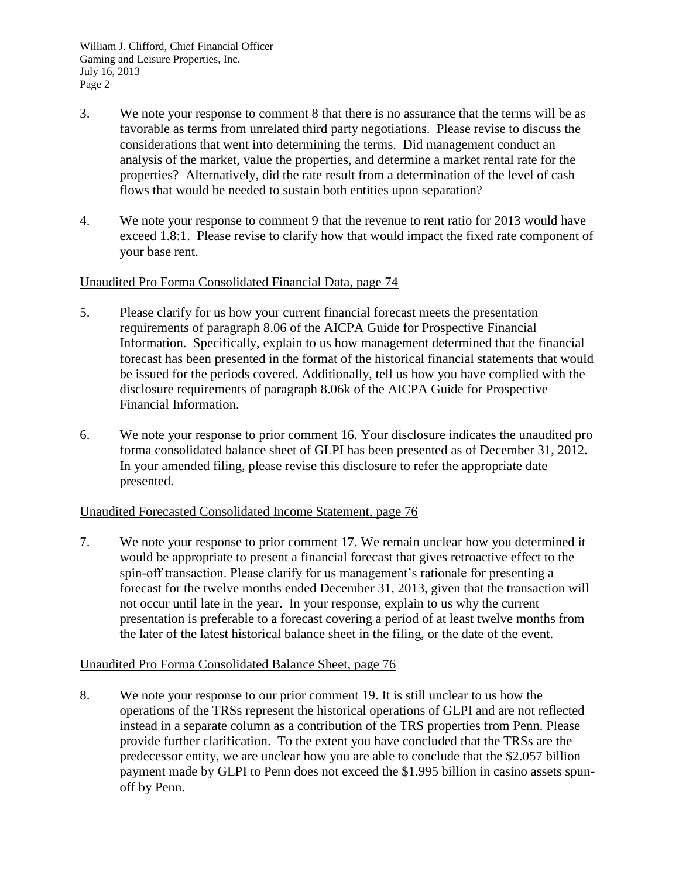3. We note your response to comment 8 that there is no assurance that the terms will be as favorable as terms from unrelated third party negotiations. Please revise to discuss the considerations that went into determining the terms. Did management conduct an analysis of the market, value the properties, and determine a market rental rate for the properties? Alternatively, did the rate result from a determination of the level of cash flows that would be needed to sustain both entities upon separation?

4. We note your response to comment 9 that the revenue to rent ratio for 2013 would have exceed 1.8:1. Please revise to clarify how that would impact the fixed rate component of your base rent.

Unaudited Pro Forma Consolidated Financial Data, page 74

5. Please clarify for us how your current financial forecast meets the presentation requirements of paragraph 8.06 of the AICPA Guide for Prospective Financial Information. Specifically, explain to us how management determined that the financial forecast has been presented in the format of the historical financial statements that would be issued for the periods covered. Additionally, tell us how you have complied with the disclosure requirements of paragraph 8.06k of the AICPA Guide for Prospective Financial Information.

6. We note your response to prior comment 16. Your disclosure indicates the unaudited pro forma consolidated balance sheet of GLPI has been presented as of December 31, 2012. In your amended filing, please revise this disclosure to refer the appropriate date presented.

Unaudited Forecasted Consolidated Income Statement, page 76

7. We note your response to prior comment 17. We remain unclear how you determined it would be appropriate to present a financial forecast that gives retroactive effect to the spin-off transaction. Please clarify for us management's rationale for presenting a forecast for the twelve months ended December 31, 2013, given that the transaction will not occur until late in the year. In your response, explain to us why the current presentation is preferable to a forecast covering a period of at least twelve months from the later of the latest historical balance sheet in the filing, or the date of the event.

Unaudited Pro Forma Consolidated Balance Sheet, page 76

8. We note your response to our prior comment 19. It is still unclear to us how the operations of the TRSs represent the historical operations of GLPI and are not reflected instead in a separate column as a contribution of the TRS properties from Penn. Please provide further clarification. To the extent you have concluded that the TRSs are the predecessor entity, we are unclear how you are able to conclude that the $2.057 billion payment made by GLPI to Penn does not exceed the $1.995 billion in casino assets spun-off by Penn.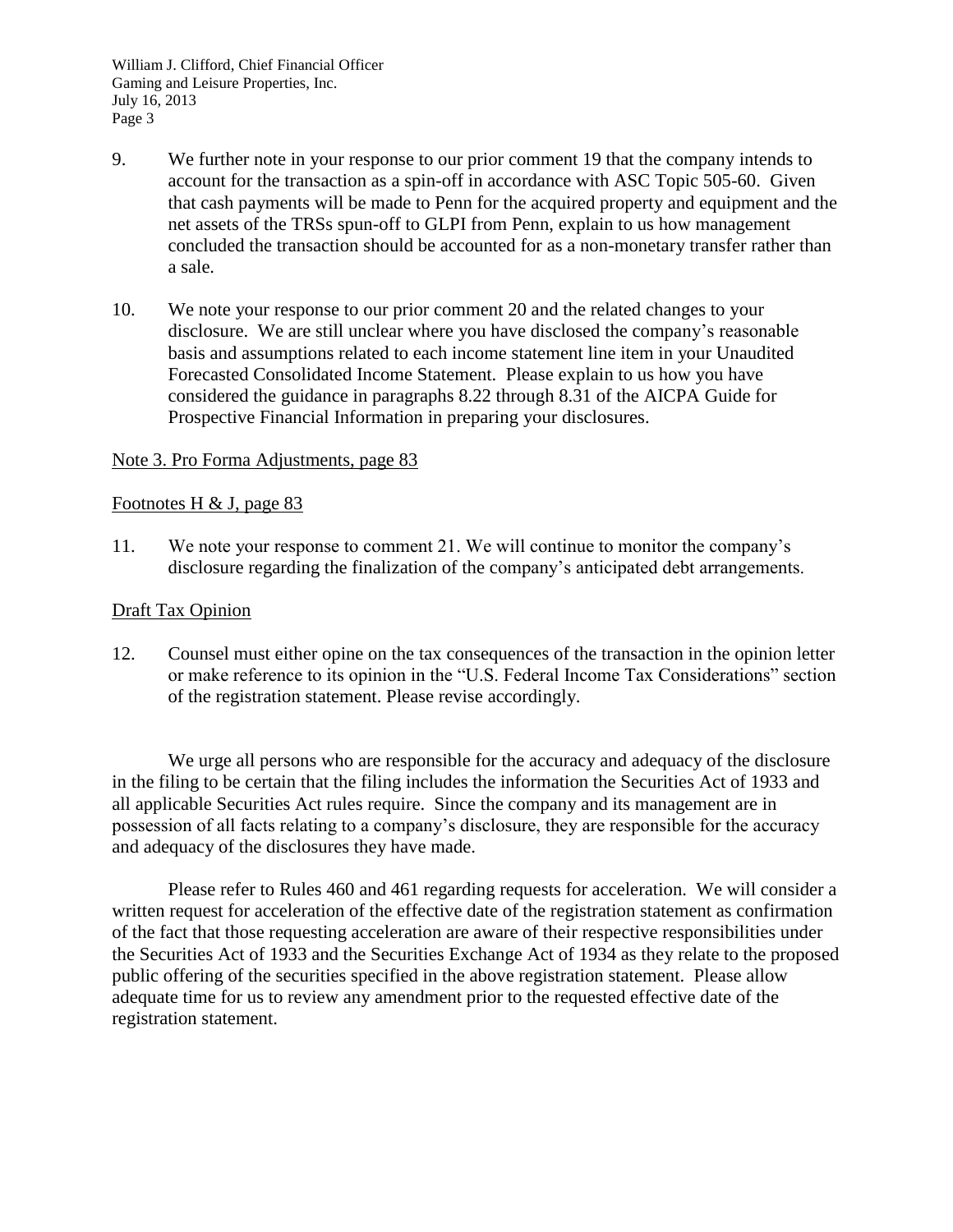9. We further note in your response to our prior comment 19 that the company intends to account for the transaction as a spin-off in accordance with ASC Topic 505-60. Given that cash payments will be made to Penn for the acquired property and equipment and the net assets of the TRSs spun-off to GLPI from Penn, explain to us how management concluded the transaction should be accounted for as a non-monetary transfer rather than a sale.

10. We note your response to our prior comment 20 and the related changes to your disclosure. We are still unclear where you have disclosed the company's reasonable basis and assumptions related to each income statement line item in your Unaudited Forecasted Consolidated Income Statement. Please explain to us how you have considered the guidance in paragraphs 8.22 through 8.31 of the AICPA Guide for Prospective Financial Information in preparing your disclosures.

Note 3. Pro Forma Adjustments, page 83

Footnotes H & J, page 83

11. We note your response to comment 21. We will continue to monitor the company's disclosure regarding the finalization of the company's anticipated debt arrangements.

Draft Tax Opinion

12. Counsel must either opine on the tax consequences of the transaction in the opinion letter or make reference to its opinion in the "U.S. Federal Income Tax Considerations" section of the registration statement. Please revise accordingly.

We urge all persons who are responsible for the accuracy and adequacy of the disclosure in the filing to be certain that the filing includes the information the Securities Act of 1933 and all applicable Securities Act rules require. Since the company and its management are in possession of all facts relating to a company's disclosure, they are responsible for the accuracy and adequacy of the disclosures they have made.

Please refer to Rules 460 and 461 regarding requests for acceleration. We will consider a written request for acceleration of the effective date of the registration statement as confirmation of the fact that those requesting acceleration are aware of their respective responsibilities under the Securities Act of 1933 and the Securities Exchange Act of 1934 as they relate to the proposed public offering of the securities specified in the above registration statement. Please allow adequate time for us to review any amendment prior to the requested effective date of the registration statement.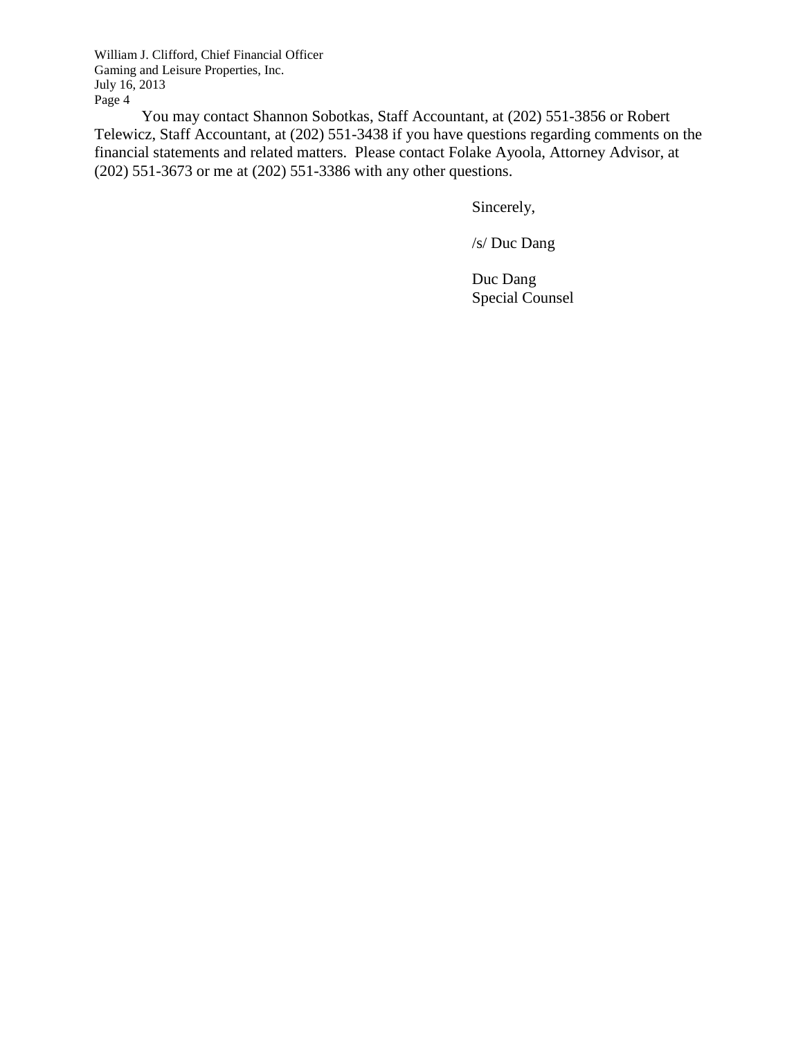You may contact Shannon Sobotkas, Staff Accountant, at (202) 551-3856 or Robert Telewicz, Staff Accountant, at (202) 551-3438 if you have questions regarding comments on the financial statements and related matters. Please contact Folake Ayoola, Attorney Advisor, at (202) 551-3673 or me at (202) 551-3386 with any other questions.

Sincerely,

/s/ Duc Dang

Duc Dang
Special Counsel